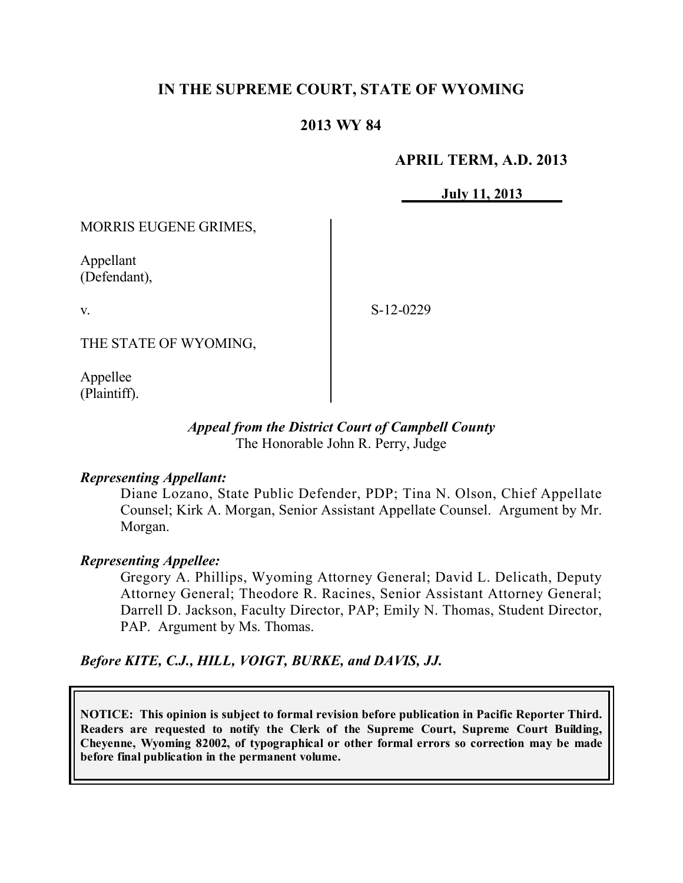# IN THE SUPREME COURT, STATE OF WYOMING

## 2013 WY 84

**APRIL TERM, A.D. 2013**

**July 11, 2013**

MORRIS EUGENE GRIMES,

Appellant
(Defendant),

v.

THE STATE OF WYOMING,

Appellee
(Plaintiff).

S-12-0229

*Appeal from the District Court of Campbell County*
The Honorable John R. Perry, Judge

***Representing Appellant:***

Diane Lozano, State Public Defender, PDP; Tina N. Olson, Chief Appellate Counsel; Kirk A. Morgan, Senior Assistant Appellate Counsel. Argument by Mr. Morgan.

***Representing Appellee:***

Gregory A. Phillips, Wyoming Attorney General; David L. Delicath, Deputy Attorney General; Theodore R. Racines, Senior Assistant Attorney General; Darrell D. Jackson, Faculty Director, PAP; Emily N. Thomas, Student Director, PAP. Argument by Ms. Thomas.

***Before KITE, C.J., HILL, VOIGT, BURKE, and DAVIS, JJ.***

**NOTICE: This opinion is subject to formal revision before publication in Pacific Reporter Third. Readers are requested to notify the Clerk of the Supreme Court, Supreme Court Building, Cheyenne, Wyoming 82002, of typographical or other formal errors so correction may be made before final publication in the permanent volume.**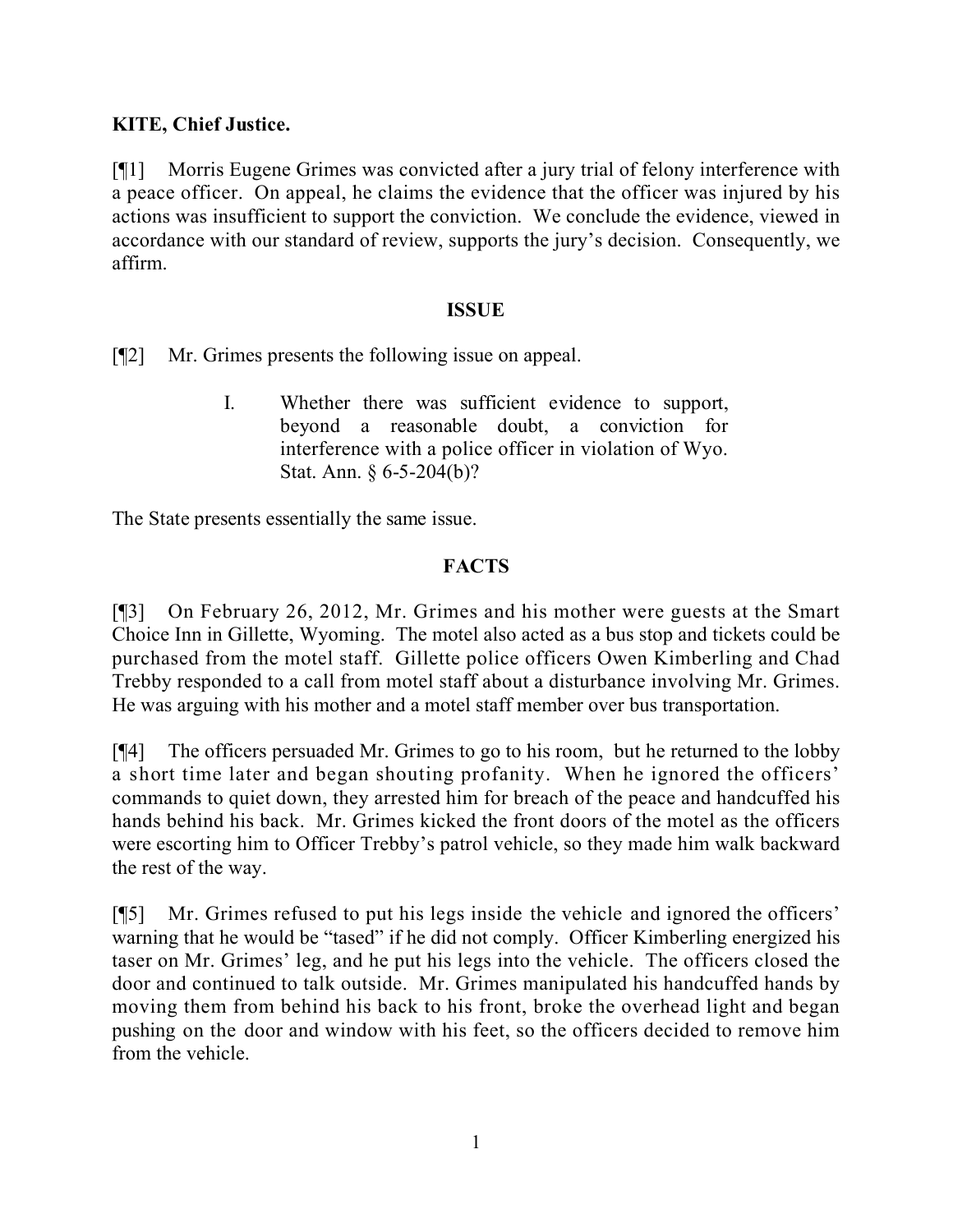**KITE, Chief Justice.**

[¶1] Morris Eugene Grimes was convicted after a jury trial of felony interference with a peace officer. On appeal, he claims the evidence that the officer was injured by his actions was insufficient to support the conviction. We conclude the evidence, viewed in accordance with our standard of review, supports the jury's decision. Consequently, we affirm.

## ISSUE

[¶2] Mr. Grimes presents the following issue on appeal.

> I. Whether there was sufficient evidence to support, beyond a reasonable doubt, a conviction for interference with a police officer in violation of Wyo. Stat. Ann. § 6-5-204(b)?

The State presents essentially the same issue.

## FACTS

[¶3] On February 26, 2012, Mr. Grimes and his mother were guests at the Smart Choice Inn in Gillette, Wyoming. The motel also acted as a bus stop and tickets could be purchased from the motel staff. Gillette police officers Owen Kimberling and Chad Trebby responded to a call from motel staff about a disturbance involving Mr. Grimes. He was arguing with his mother and a motel staff member over bus transportation.

[¶4] The officers persuaded Mr. Grimes to go to his room, but he returned to the lobby a short time later and began shouting profanity. When he ignored the officers' commands to quiet down, they arrested him for breach of the peace and handcuffed his hands behind his back. Mr. Grimes kicked the front doors of the motel as the officers were escorting him to Officer Trebby's patrol vehicle, so they made him walk backward the rest of the way.

[¶5] Mr. Grimes refused to put his legs inside the vehicle and ignored the officers' warning that he would be "tased" if he did not comply. Officer Kimberling energized his taser on Mr. Grimes' leg, and he put his legs into the vehicle. The officers closed the door and continued to talk outside. Mr. Grimes manipulated his handcuffed hands by moving them from behind his back to his front, broke the overhead light and began pushing on the door and window with his feet, so the officers decided to remove him from the vehicle.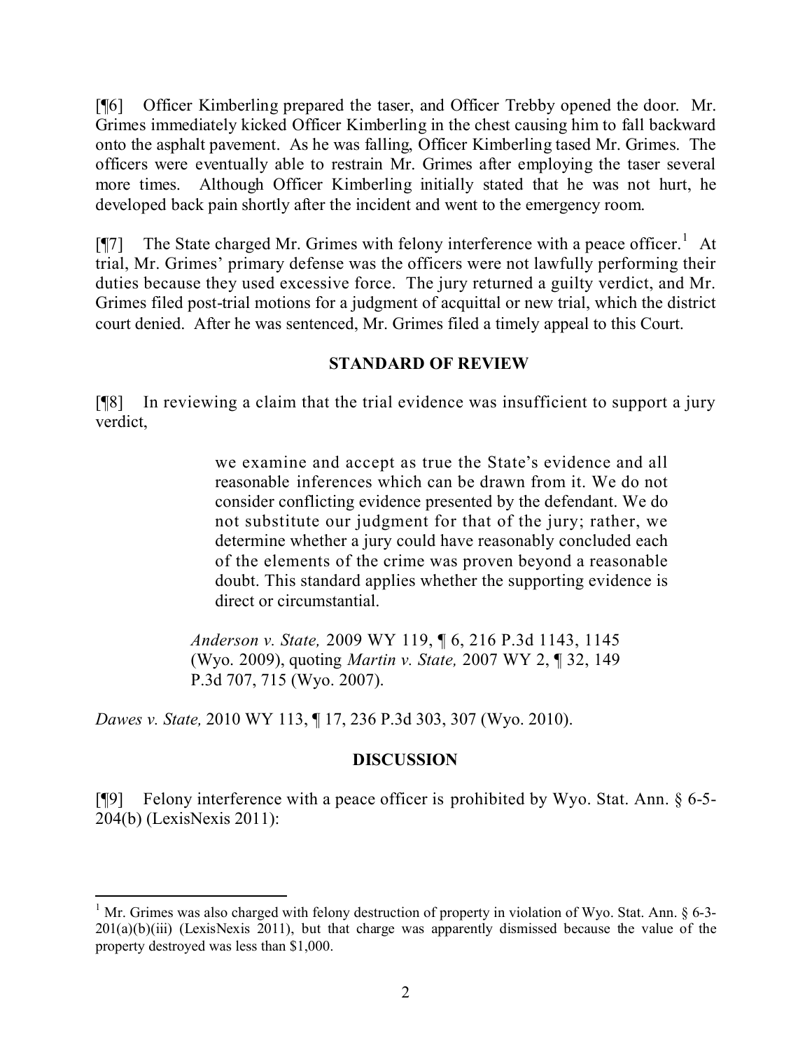[¶6] Officer Kimberling prepared the taser, and Officer Trebby opened the door. Mr. Grimes immediately kicked Officer Kimberling in the chest causing him to fall backward onto the asphalt pavement. As he was falling, Officer Kimberling tased Mr. Grimes. The officers were eventually able to restrain Mr. Grimes after employing the taser several more times. Although Officer Kimberling initially stated that he was not hurt, he developed back pain shortly after the incident and went to the emergency room.

[¶7] The State charged Mr. Grimes with felony interference with a peace officer.[1] At trial, Mr. Grimes' primary defense was the officers were not lawfully performing their duties because they used excessive force. The jury returned a guilty verdict, and Mr. Grimes filed post-trial motions for a judgment of acquittal or new trial, which the district court denied. After he was sentenced, Mr. Grimes filed a timely appeal to this Court.

## STANDARD OF REVIEW

[¶8] In reviewing a claim that the trial evidence was insufficient to support a jury verdict,

> we examine and accept as true the State's evidence and all reasonable inferences which can be drawn from it. We do not consider conflicting evidence presented by the defendant. We do not substitute our judgment for that of the jury; rather, we determine whether a jury could have reasonably concluded each of the elements of the crime was proven beyond a reasonable doubt. This standard applies whether the supporting evidence is direct or circumstantial.
>
> *Anderson v. State,* 2009 WY 119, ¶ 6, 216 P.3d 1143, 1145 (Wyo. 2009), quoting *Martin v. State,* 2007 WY 2, ¶ 32, 149 P.3d 707, 715 (Wyo. 2007).

*Dawes v. State,* 2010 WY 113, ¶ 17, 236 P.3d 303, 307 (Wyo. 2010).

## DISCUSSION

[¶9] Felony interference with a peace officer is prohibited by Wyo. Stat. Ann. § 6-5-204(b) (LexisNexis 2011):

---

[1] Mr. Grimes was also charged with felony destruction of property in violation of Wyo. Stat. Ann. § 6-3-201(a)(b)(iii) (LexisNexis 2011), but that charge was apparently dismissed because the value of the property destroyed was less than $1,000.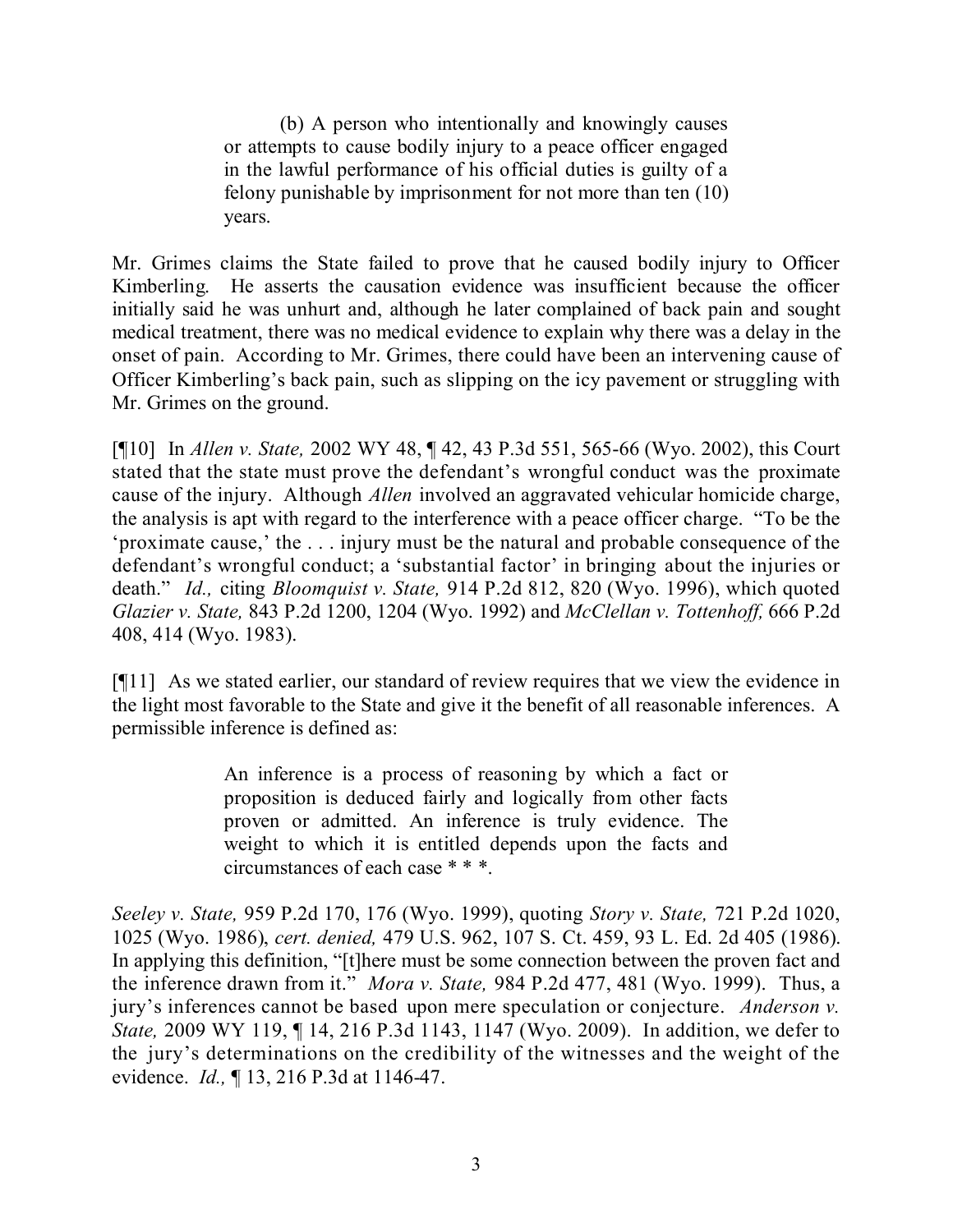> (b) A person who intentionally and knowingly causes or attempts to cause bodily injury to a peace officer engaged in the lawful performance of his official duties is guilty of a felony punishable by imprisonment for not more than ten (10) years.

Mr. Grimes claims the State failed to prove that he caused bodily injury to Officer Kimberling. He asserts the causation evidence was insufficient because the officer initially said he was unhurt and, although he later complained of back pain and sought medical treatment, there was no medical evidence to explain why there was a delay in the onset of pain. According to Mr. Grimes, there could have been an intervening cause of Officer Kimberling's back pain, such as slipping on the icy pavement or struggling with Mr. Grimes on the ground.

[¶10] In *Allen v. State,* 2002 WY 48, ¶ 42, 43 P.3d 551, 565-66 (Wyo. 2002), this Court stated that the state must prove the defendant's wrongful conduct was the proximate cause of the injury. Although *Allen* involved an aggravated vehicular homicide charge, the analysis is apt with regard to the interference with a peace officer charge. "To be the 'proximate cause,' the . . . injury must be the natural and probable consequence of the defendant's wrongful conduct; a 'substantial factor' in bringing about the injuries or death." *Id.,* citing *Bloomquist v. State,* 914 P.2d 812, 820 (Wyo. 1996), which quoted *Glazier v. State,* 843 P.2d 1200, 1204 (Wyo. 1992) and *McClellan v. Tottenhoff,* 666 P.2d 408, 414 (Wyo. 1983).

[¶11] As we stated earlier, our standard of review requires that we view the evidence in the light most favorable to the State and give it the benefit of all reasonable inferences. A permissible inference is defined as:

> An inference is a process of reasoning by which a fact or proposition is deduced fairly and logically from other facts proven or admitted. An inference is truly evidence. The weight to which it is entitled depends upon the facts and circumstances of each case * * *.

*Seeley v. State,* 959 P.2d 170, 176 (Wyo. 1999), quoting *Story v. State,* 721 P.2d 1020, 1025 (Wyo. 1986), *cert. denied,* 479 U.S. 962, 107 S. Ct. 459, 93 L. Ed. 2d 405 (1986). In applying this definition, "[t]here must be some connection between the proven fact and the inference drawn from it." *Mora v. State,* 984 P.2d 477, 481 (Wyo. 1999). Thus, a jury's inferences cannot be based upon mere speculation or conjecture. *Anderson v. State,* 2009 WY 119, ¶ 14, 216 P.3d 1143, 1147 (Wyo. 2009). In addition, we defer to the jury's determinations on the credibility of the witnesses and the weight of the evidence. *Id.,* ¶ 13, 216 P.3d at 1146-47.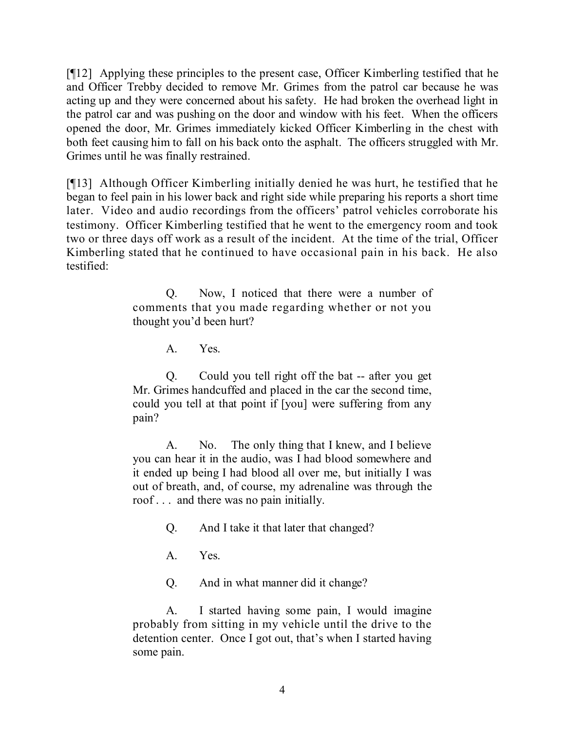[¶12] Applying these principles to the present case, Officer Kimberling testified that he and Officer Trebby decided to remove Mr. Grimes from the patrol car because he was acting up and they were concerned about his safety. He had broken the overhead light in the patrol car and was pushing on the door and window with his feet. When the officers opened the door, Mr. Grimes immediately kicked Officer Kimberling in the chest with both feet causing him to fall on his back onto the asphalt. The officers struggled with Mr. Grimes until he was finally restrained.

[¶13] Although Officer Kimberling initially denied he was hurt, he testified that he began to feel pain in his lower back and right side while preparing his reports a short time later. Video and audio recordings from the officers' patrol vehicles corroborate his testimony. Officer Kimberling testified that he went to the emergency room and took two or three days off work as a result of the incident. At the time of the trial, Officer Kimberling stated that he continued to have occasional pain in his back. He also testified:

> Q. Now, I noticed that there were a number of comments that you made regarding whether or not you thought you'd been hurt?
>
> A. Yes.
>
> Q. Could you tell right off the bat -- after you get Mr. Grimes handcuffed and placed in the car the second time, could you tell at that point if [you] were suffering from any pain?
>
> A. No. The only thing that I knew, and I believe you can hear it in the audio, was I had blood somewhere and it ended up being I had blood all over me, but initially I was out of breath, and, of course, my adrenaline was through the roof . . . and there was no pain initially.
>
> Q. And I take it that later that changed?
>
> A. Yes.
>
> Q. And in what manner did it change?
>
> A. I started having some pain, I would imagine probably from sitting in my vehicle until the drive to the detention center. Once I got out, that's when I started having some pain.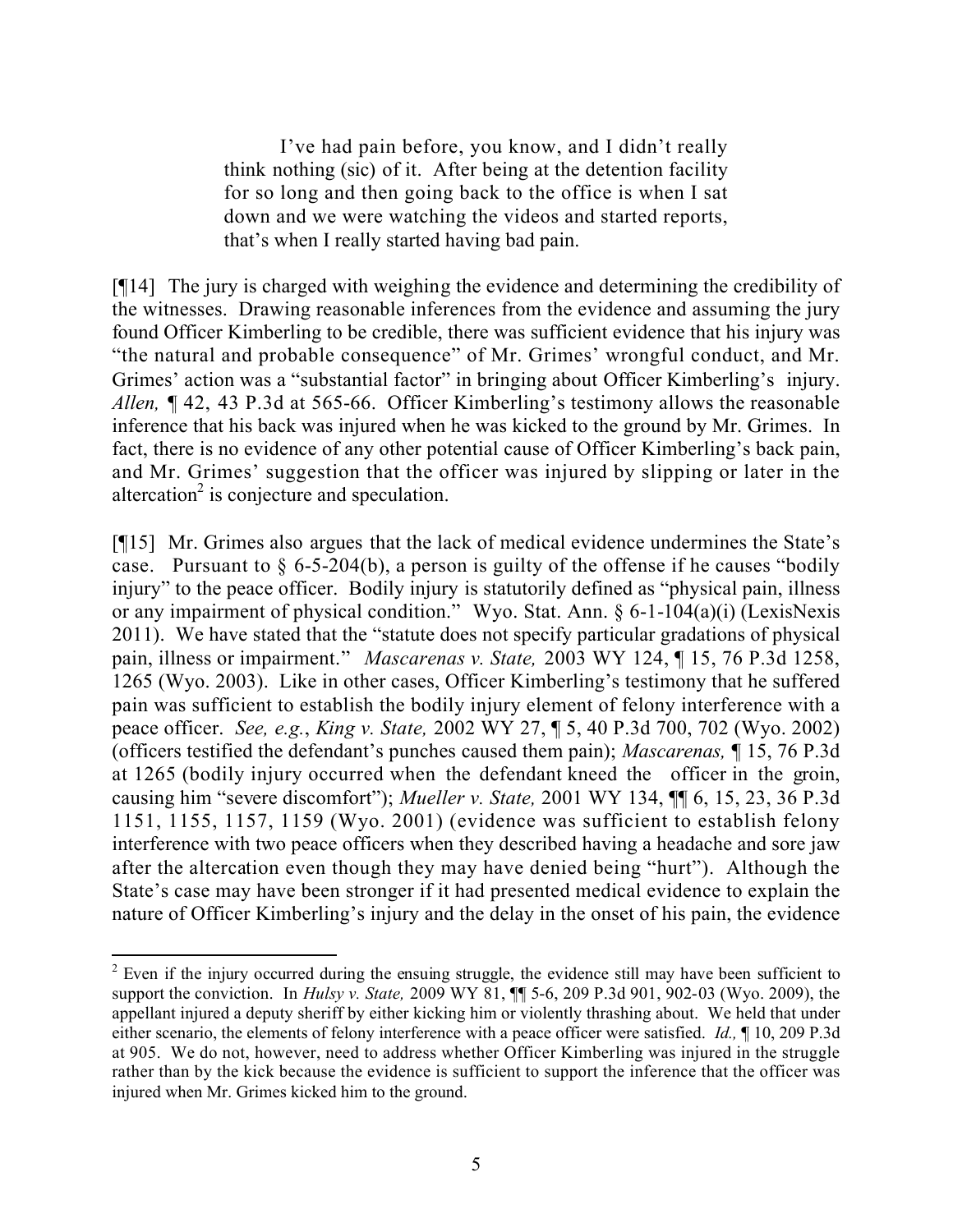> I've had pain before, you know, and I didn't really think nothing (sic) of it. After being at the detention facility for so long and then going back to the office is when I sat down and we were watching the videos and started reports, that's when I really started having bad pain.

[¶14] The jury is charged with weighing the evidence and determining the credibility of the witnesses. Drawing reasonable inferences from the evidence and assuming the jury found Officer Kimberling to be credible, there was sufficient evidence that his injury was "the natural and probable consequence" of Mr. Grimes' wrongful conduct, and Mr. Grimes' action was a "substantial factor" in bringing about Officer Kimberling's injury. *Allen,* ¶ 42, 43 P.3d at 565-66. Officer Kimberling's testimony allows the reasonable inference that his back was injured when he was kicked to the ground by Mr. Grimes. In fact, there is no evidence of any other potential cause of Officer Kimberling's back pain, and Mr. Grimes' suggestion that the officer was injured by slipping or later in the altercation[2] is conjecture and speculation.

[¶15] Mr. Grimes also argues that the lack of medical evidence undermines the State's case. Pursuant to § 6-5-204(b), a person is guilty of the offense if he causes "bodily injury" to the peace officer. Bodily injury is statutorily defined as "physical pain, illness or any impairment of physical condition." Wyo. Stat. Ann. § 6-1-104(a)(i) (LexisNexis 2011). We have stated that the "statute does not specify particular gradations of physical pain, illness or impairment." *Mascarenas v. State,* 2003 WY 124, ¶ 15, 76 P.3d 1258, 1265 (Wyo. 2003). Like in other cases, Officer Kimberling's testimony that he suffered pain was sufficient to establish the bodily injury element of felony interference with a peace officer. *See, e.g.*, *King v. State,* 2002 WY 27, ¶ 5, 40 P.3d 700, 702 (Wyo. 2002) (officers testified the defendant's punches caused them pain); *Mascarenas,* ¶ 15, 76 P.3d at 1265 (bodily injury occurred when the defendant kneed the officer in the groin, causing him "severe discomfort"); *Mueller v. State,* 2001 WY 134, ¶¶ 6, 15, 23, 36 P.3d 1151, 1155, 1157, 1159 (Wyo. 2001) (evidence was sufficient to establish felony interference with two peace officers when they described having a headache and sore jaw after the altercation even though they may have denied being "hurt"). Although the State's case may have been stronger if it had presented medical evidence to explain the nature of Officer Kimberling's injury and the delay in the onset of his pain, the evidence

---

[2] Even if the injury occurred during the ensuing struggle, the evidence still may have been sufficient to support the conviction. In *Hulsy v. State,* 2009 WY 81, ¶¶ 5-6, 209 P.3d 901, 902-03 (Wyo. 2009), the appellant injured a deputy sheriff by either kicking him or violently thrashing about. We held that under either scenario, the elements of felony interference with a peace officer were satisfied. *Id.,* ¶ 10, 209 P.3d at 905. We do not, however, need to address whether Officer Kimberling was injured in the struggle rather than by the kick because the evidence is sufficient to support the inference that the officer was injured when Mr. Grimes kicked him to the ground.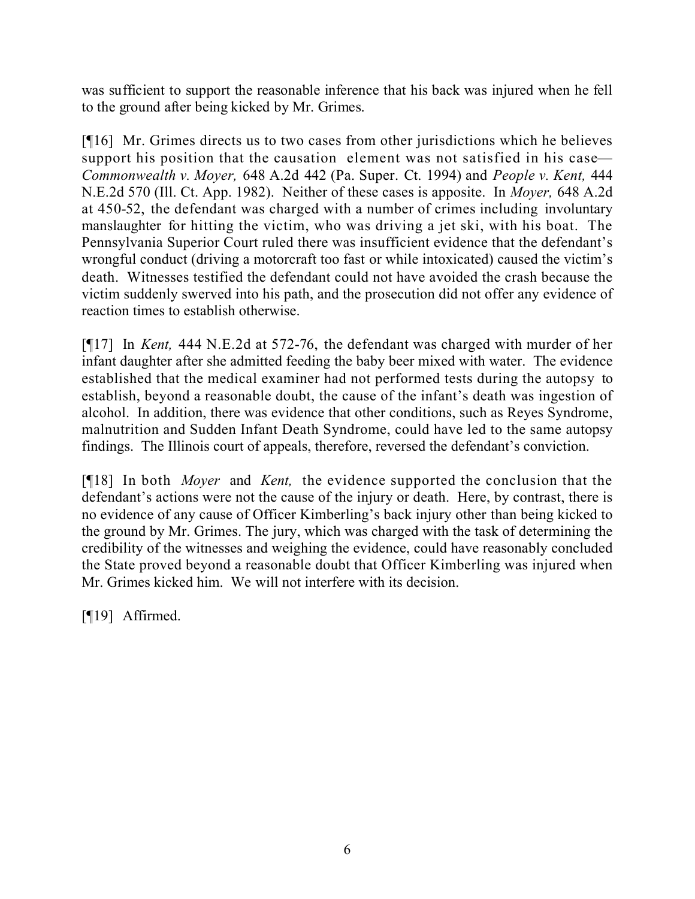was sufficient to support the reasonable inference that his back was injured when he fell to the ground after being kicked by Mr. Grimes.

[¶16] Mr. Grimes directs us to two cases from other jurisdictions which he believes support his position that the causation element was not satisfied in his case— *Commonwealth v. Moyer,* 648 A.2d 442 (Pa. Super. Ct. 1994) and *People v. Kent,* 444 N.E.2d 570 (Ill. Ct. App. 1982). Neither of these cases is apposite. In *Moyer,* 648 A.2d at 450-52, the defendant was charged with a number of crimes including involuntary manslaughter for hitting the victim, who was driving a jet ski, with his boat. The Pennsylvania Superior Court ruled there was insufficient evidence that the defendant's wrongful conduct (driving a motorcraft too fast or while intoxicated) caused the victim's death. Witnesses testified the defendant could not have avoided the crash because the victim suddenly swerved into his path, and the prosecution did not offer any evidence of reaction times to establish otherwise.

[¶17] In *Kent,* 444 N.E.2d at 572-76, the defendant was charged with murder of her infant daughter after she admitted feeding the baby beer mixed with water. The evidence established that the medical examiner had not performed tests during the autopsy to establish, beyond a reasonable doubt, the cause of the infant's death was ingestion of alcohol. In addition, there was evidence that other conditions, such as Reyes Syndrome, malnutrition and Sudden Infant Death Syndrome, could have led to the same autopsy findings. The Illinois court of appeals, therefore, reversed the defendant's conviction.

[¶18] In both *Moyer* and *Kent,* the evidence supported the conclusion that the defendant's actions were not the cause of the injury or death. Here, by contrast, there is no evidence of any cause of Officer Kimberling's back injury other than being kicked to the ground by Mr. Grimes. The jury, which was charged with the task of determining the credibility of the witnesses and weighing the evidence, could have reasonably concluded the State proved beyond a reasonable doubt that Officer Kimberling was injured when Mr. Grimes kicked him. We will not interfere with its decision.

[¶19] Affirmed.